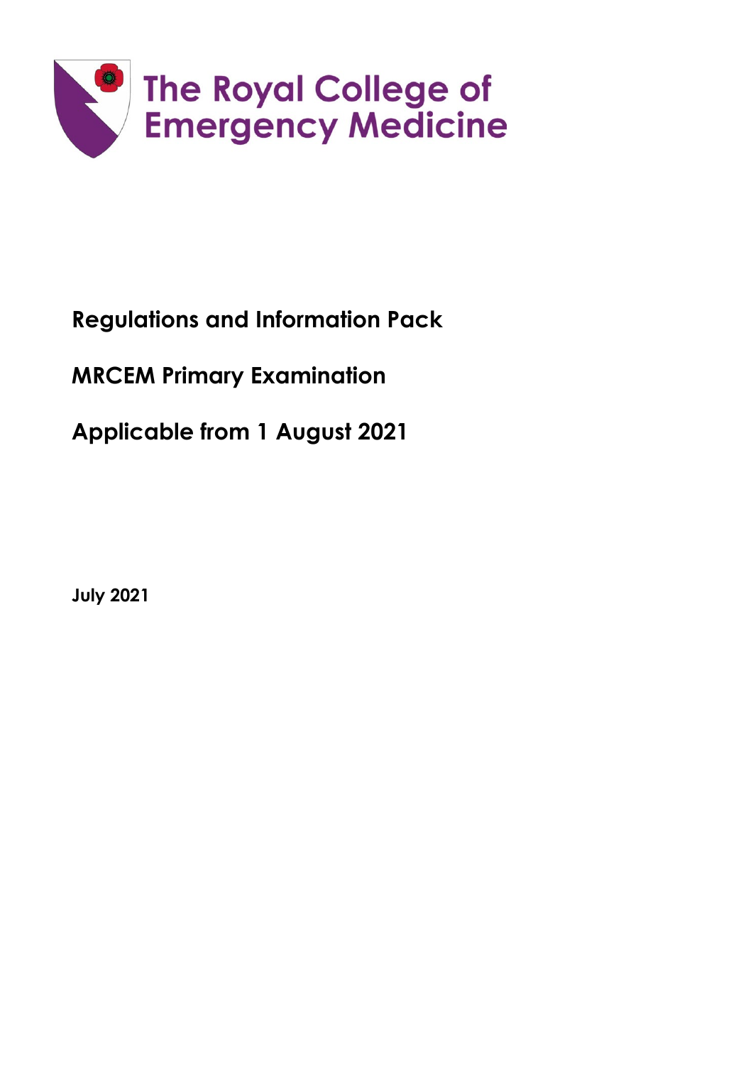The Royal College of Emergency Medicine

# Regulations and Information Pack

# MRCEM Primary Examination

# Applicable from 1 August 2021

**July 2021**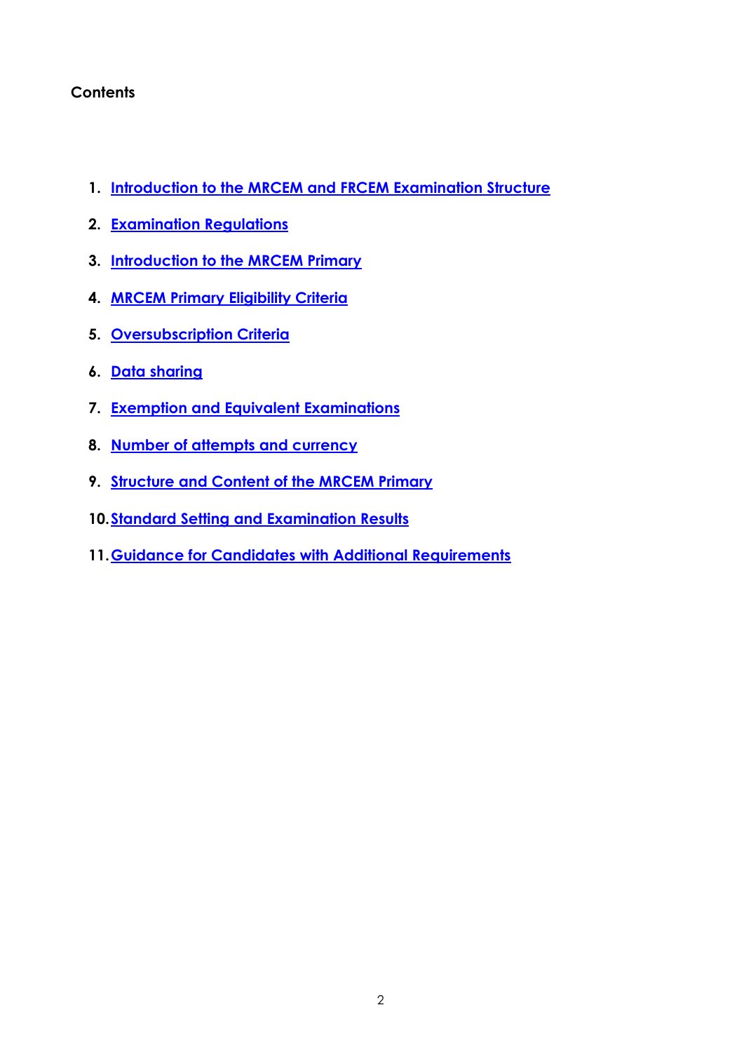**Contents**

1. Introduction to the MRCEM and FRCEM Examination Structure
2. Examination Regulations
3. Introduction to the MRCEM Primary
4. MRCEM Primary Eligibility Criteria
5. Oversubscription Criteria
6. Data sharing
7. Exemption and Equivalent Examinations
8. Number of attempts and currency
9. Structure and Content of the MRCEM Primary
10. Standard Setting and Examination Results
11. Guidance for Candidates with Additional Requirements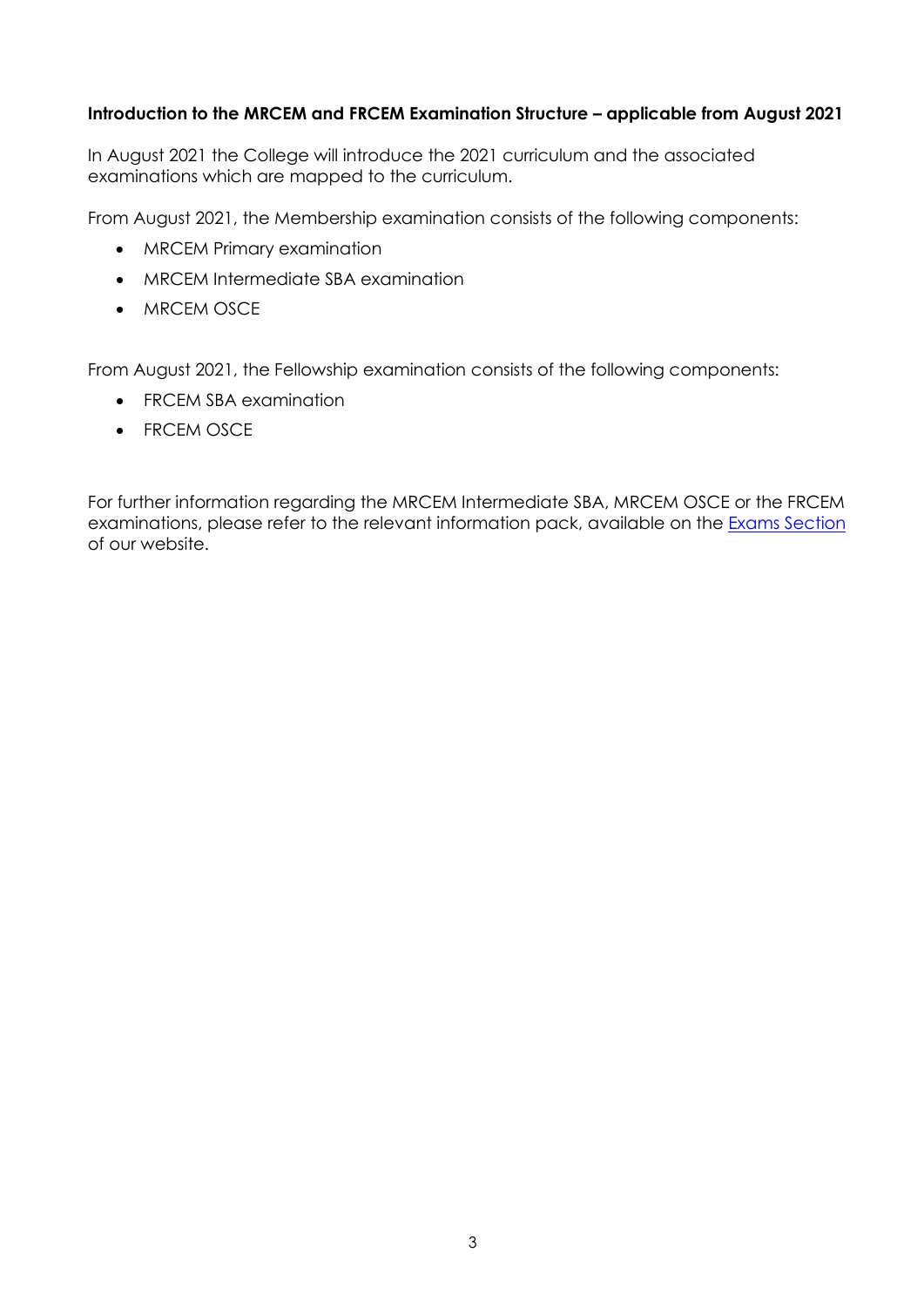**Introduction to the MRCEM and FRCEM Examination Structure – applicable from August 2021**

In August 2021 the College will introduce the 2021 curriculum and the associated examinations which are mapped to the curriculum.

From August 2021, the Membership examination consists of the following components:

- MRCEM Primary examination
- MRCEM Intermediate SBA examination
- MRCEM OSCE

From August 2021, the Fellowship examination consists of the following components:

- FRCEM SBA examination
- FRCEM OSCE

For further information regarding the MRCEM Intermediate SBA, MRCEM OSCE or the FRCEM examinations, please refer to the relevant information pack, available on the Exams Section of our website.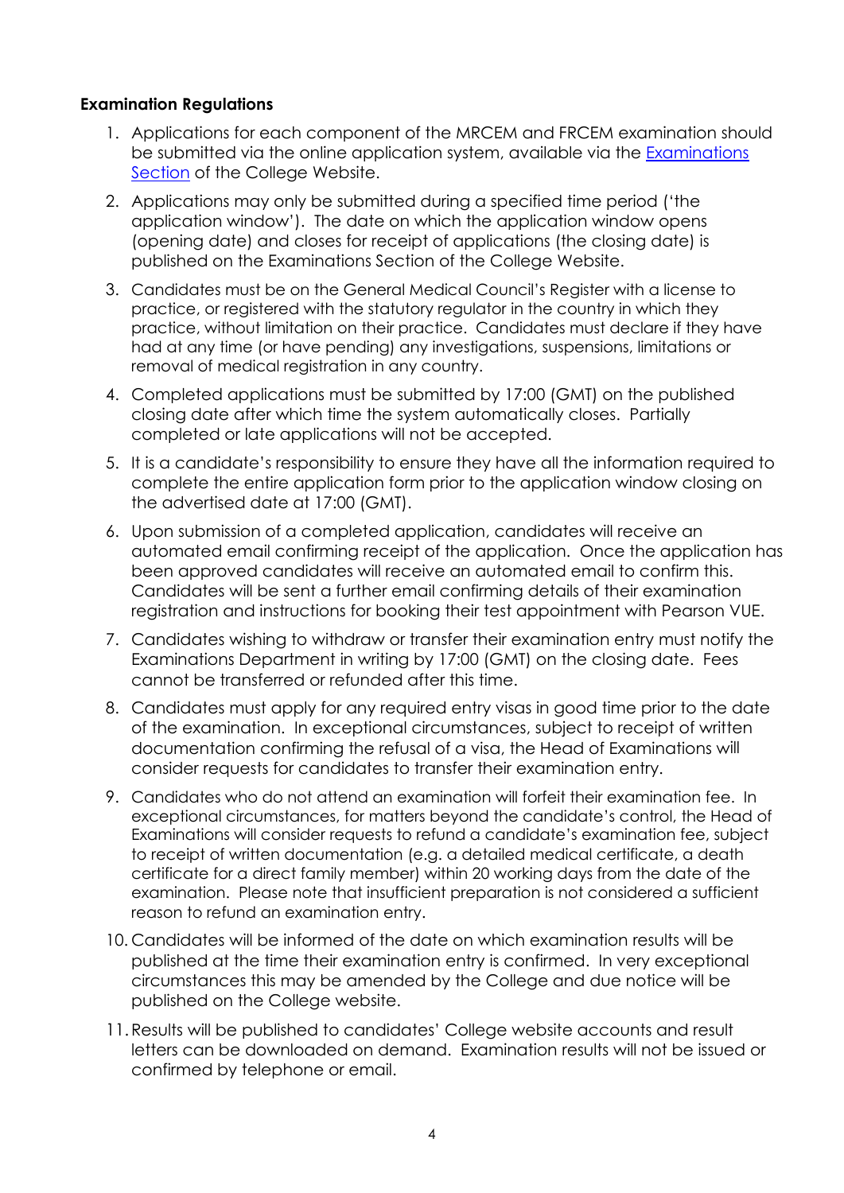**Examination Regulations**

1. Applications for each component of the MRCEM and FRCEM examination should be submitted via the online application system, available via the [Examinations Section](#) of the College Website.
2. Applications may only be submitted during a specified time period ('the application window'). The date on which the application window opens (opening date) and closes for receipt of applications (the closing date) is published on the Examinations Section of the College Website.
3. Candidates must be on the General Medical Council's Register with a license to practice, or registered with the statutory regulator in the country in which they practice, without limitation on their practice. Candidates must declare if they have had at any time (or have pending) any investigations, suspensions, limitations or removal of medical registration in any country.
4. Completed applications must be submitted by 17:00 (GMT) on the published closing date after which time the system automatically closes. Partially completed or late applications will not be accepted.
5. It is a candidate's responsibility to ensure they have all the information required to complete the entire application form prior to the application window closing on the advertised date at 17:00 (GMT).
6. Upon submission of a completed application, candidates will receive an automated email confirming receipt of the application. Once the application has been approved candidates will receive an automated email to confirm this. Candidates will be sent a further email confirming details of their examination registration and instructions for booking their test appointment with Pearson VUE.
7. Candidates wishing to withdraw or transfer their examination entry must notify the Examinations Department in writing by 17:00 (GMT) on the closing date. Fees cannot be transferred or refunded after this time.
8. Candidates must apply for any required entry visas in good time prior to the date of the examination. In exceptional circumstances, subject to receipt of written documentation confirming the refusal of a visa, the Head of Examinations will consider requests for candidates to transfer their examination entry.
9. Candidates who do not attend an examination will forfeit their examination fee. In exceptional circumstances, for matters beyond the candidate's control, the Head of Examinations will consider requests to refund a candidate's examination fee, subject to receipt of written documentation (e.g. a detailed medical certificate, a death certificate for a direct family member) within 20 working days from the date of the examination. Please note that insufficient preparation is not considered a sufficient reason to refund an examination entry.
10. Candidates will be informed of the date on which examination results will be published at the time their examination entry is confirmed. In very exceptional circumstances this may be amended by the College and due notice will be published on the College website.
11. Results will be published to candidates' College website accounts and result letters can be downloaded on demand. Examination results will not be issued or confirmed by telephone or email.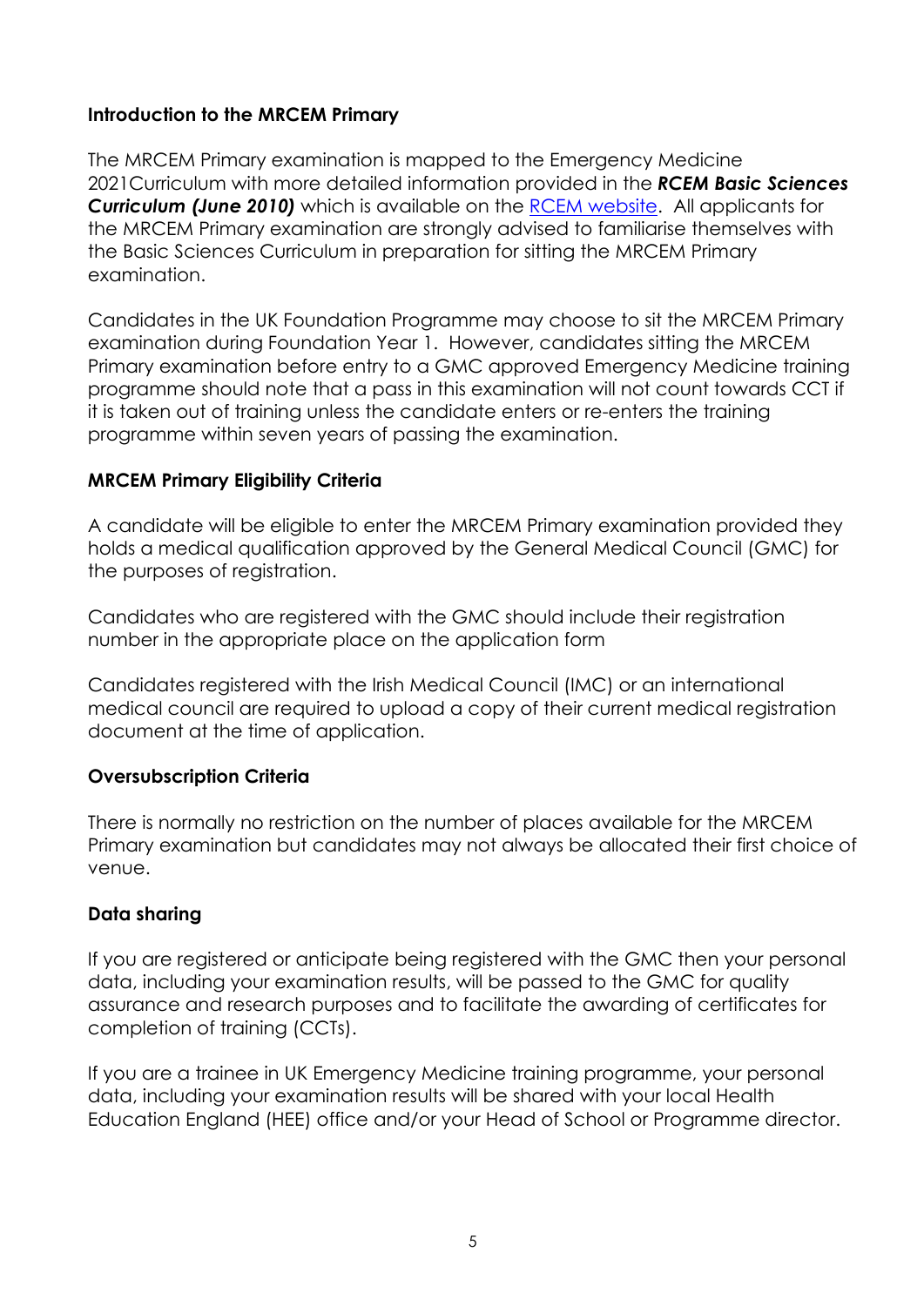## Introduction to the MRCEM Primary

The MRCEM Primary examination is mapped to the Emergency Medicine 2021Curriculum with more detailed information provided in the ***RCEM Basic Sciences Curriculum (June 2010)*** which is available on the RCEM website. All applicants for the MRCEM Primary examination are strongly advised to familiarise themselves with the Basic Sciences Curriculum in preparation for sitting the MRCEM Primary examination.

Candidates in the UK Foundation Programme may choose to sit the MRCEM Primary examination during Foundation Year 1. However, candidates sitting the MRCEM Primary examination before entry to a GMC approved Emergency Medicine training programme should note that a pass in this examination will not count towards CCT if it is taken out of training unless the candidate enters or re-enters the training programme within seven years of passing the examination.

## MRCEM Primary Eligibility Criteria

A candidate will be eligible to enter the MRCEM Primary examination provided they holds a medical qualification approved by the General Medical Council (GMC) for the purposes of registration.

Candidates who are registered with the GMC should include their registration number in the appropriate place on the application form

Candidates registered with the Irish Medical Council (IMC) or an international medical council are required to upload a copy of their current medical registration document at the time of application.

## Oversubscription Criteria

There is normally no restriction on the number of places available for the MRCEM Primary examination but candidates may not always be allocated their first choice of venue.

## Data sharing

If you are registered or anticipate being registered with the GMC then your personal data, including your examination results, will be passed to the GMC for quality assurance and research purposes and to facilitate the awarding of certificates for completion of training (CCTs).

If you are a trainee in UK Emergency Medicine training programme, your personal data, including your examination results will be shared with your local Health Education England (HEE) office and/or your Head of School or Programme director.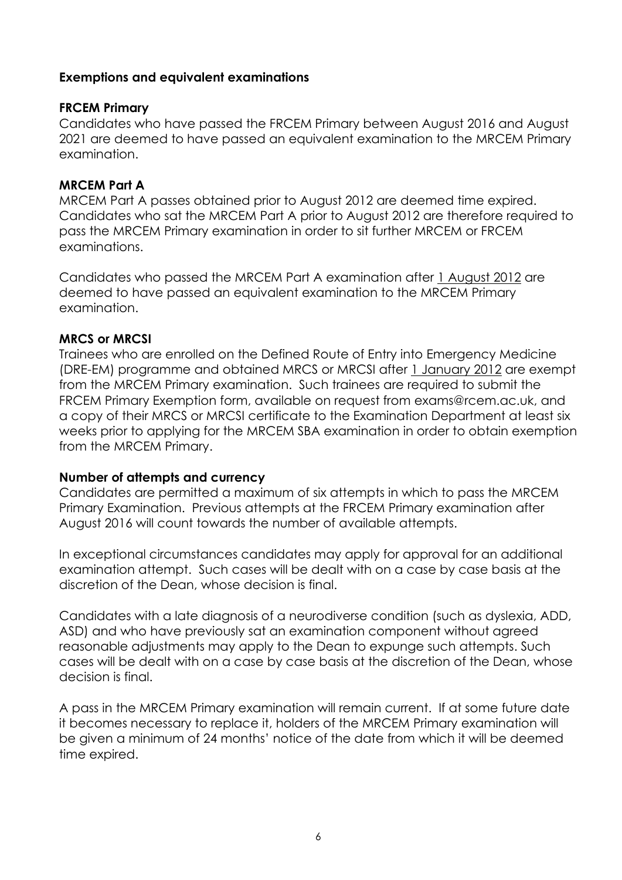## Exemptions and equivalent examinations

### FRCEM Primary

Candidates who have passed the FRCEM Primary between August 2016 and August 2021 are deemed to have passed an equivalent examination to the MRCEM Primary examination.

### MRCEM Part A

MRCEM Part A passes obtained prior to August 2012 are deemed time expired. Candidates who sat the MRCEM Part A prior to August 2012 are therefore required to pass the MRCEM Primary examination in order to sit further MRCEM or FRCEM examinations.

Candidates who passed the MRCEM Part A examination after 1 August 2012 are deemed to have passed an equivalent examination to the MRCEM Primary examination.

### MRCS or MRCSI

Trainees who are enrolled on the Defined Route of Entry into Emergency Medicine (DRE-EM) programme and obtained MRCS or MRCSI after 1 January 2012 are exempt from the MRCEM Primary examination. Such trainees are required to submit the FRCEM Primary Exemption form, available on request from exams@rcem.ac.uk, and a copy of their MRCS or MRCSI certificate to the Examination Department at least six weeks prior to applying for the MRCEM SBA examination in order to obtain exemption from the MRCEM Primary.

### Number of attempts and currency

Candidates are permitted a maximum of six attempts in which to pass the MRCEM Primary Examination. Previous attempts at the FRCEM Primary examination after August 2016 will count towards the number of available attempts.

In exceptional circumstances candidates may apply for approval for an additional examination attempt. Such cases will be dealt with on a case by case basis at the discretion of the Dean, whose decision is final.

Candidates with a late diagnosis of a neurodiverse condition (such as dyslexia, ADD, ASD) and who have previously sat an examination component without agreed reasonable adjustments may apply to the Dean to expunge such attempts. Such cases will be dealt with on a case by case basis at the discretion of the Dean, whose decision is final.

A pass in the MRCEM Primary examination will remain current. If at some future date it becomes necessary to replace it, holders of the MRCEM Primary examination will be given a minimum of 24 months' notice of the date from which it will be deemed time expired.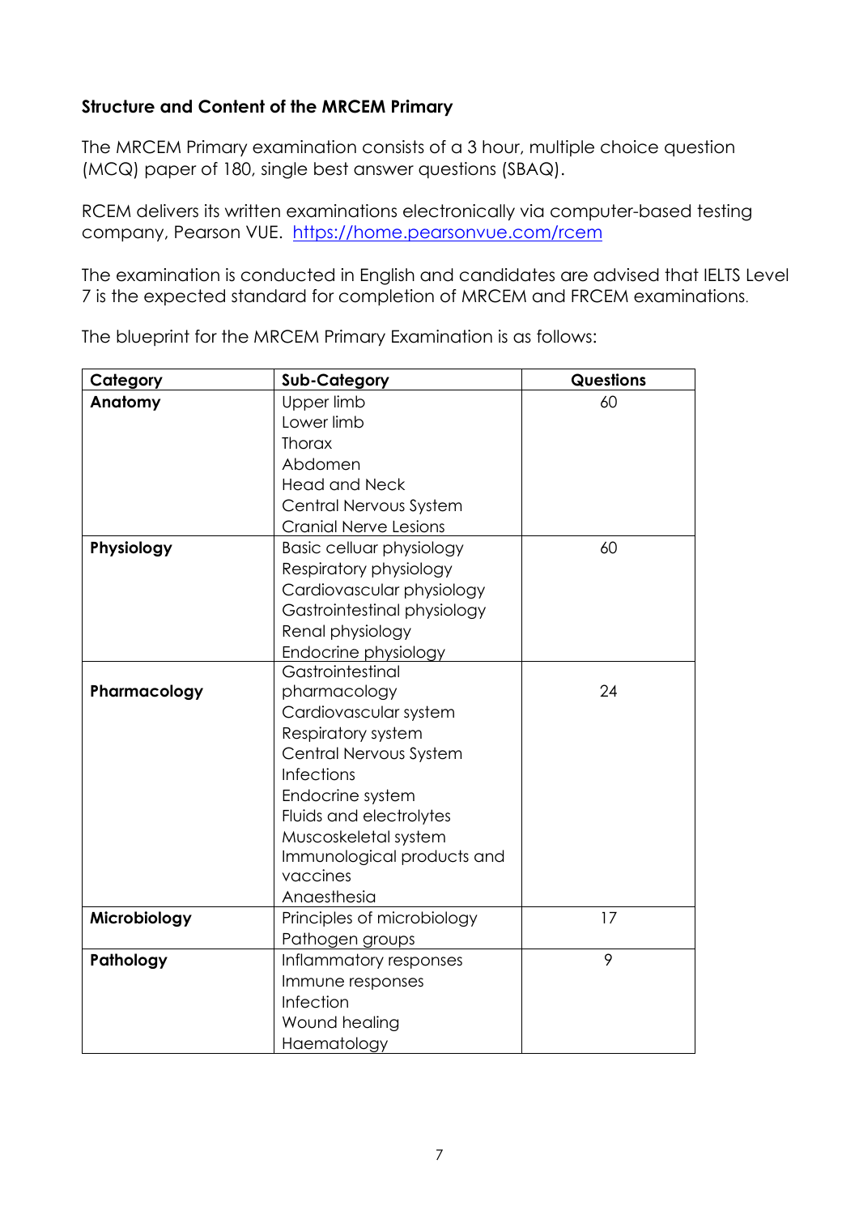**Structure and Content of the MRCEM Primary**

The MRCEM Primary examination consists of a 3 hour, multiple choice question (MCQ) paper of 180, single best answer questions (SBAQ).

RCEM delivers its written examinations electronically via computer-based testing company, Pearson VUE. https://home.pearsonvue.com/rcem

The examination is conducted in English and candidates are advised that IELTS Level 7 is the expected standard for completion of MRCEM and FRCEM examinations.

The blueprint for the MRCEM Primary Examination is as follows:

| Category | Sub-Category | Questions |
|---|---|---|
| **Anatomy** | Upper limb<br>Lower limb<br>Thorax<br>Abdomen<br>Head and Neck<br>Central Nervous System<br>Cranial Nerve Lesions | 60 |
| **Physiology** | Basic celluar physiology<br>Respiratory physiology<br>Cardiovascular physiology<br>Gastrointestinal physiology<br>Renal physiology<br>Endocrine physiology | 60 |
| **Pharmacology** | Gastrointestinal pharmacology<br>Cardiovascular system<br>Respiratory system<br>Central Nervous System<br>Infections<br>Endocrine system<br>Fluids and electrolytes<br>Muscoskeletal system<br>Immunological products and vaccines<br>Anaesthesia | 24 |
| **Microbiology** | Principles of microbiology<br>Pathogen groups | 17 |
| **Pathology** | Inflammatory responses<br>Immune responses<br>Infection<br>Wound healing<br>Haematology | 9 |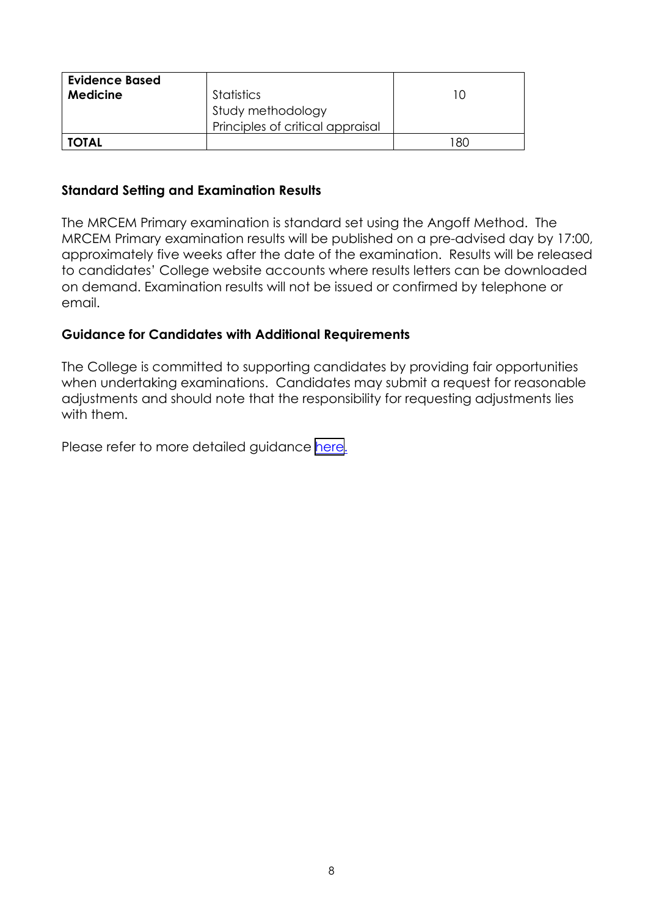| Evidence Based Medicine | Statistics<br>Study methodology<br>Principles of critical appraisal | 10 |
|---|---|---|
| **TOTAL** | | 180 |

### Standard Setting and Examination Results

The MRCEM Primary examination is standard set using the Angoff Method. The MRCEM Primary examination results will be published on a pre-advised day by 17:00, approximately five weeks after the date of the examination. Results will be released to candidates' College website accounts where results letters can be downloaded on demand. Examination results will not be issued or confirmed by telephone or email.

### Guidance for Candidates with Additional Requirements

The College is committed to supporting candidates by providing fair opportunities when undertaking examinations. Candidates may submit a request for reasonable adjustments and should note that the responsibility for requesting adjustments lies with them.

Please refer to more detailed guidance here.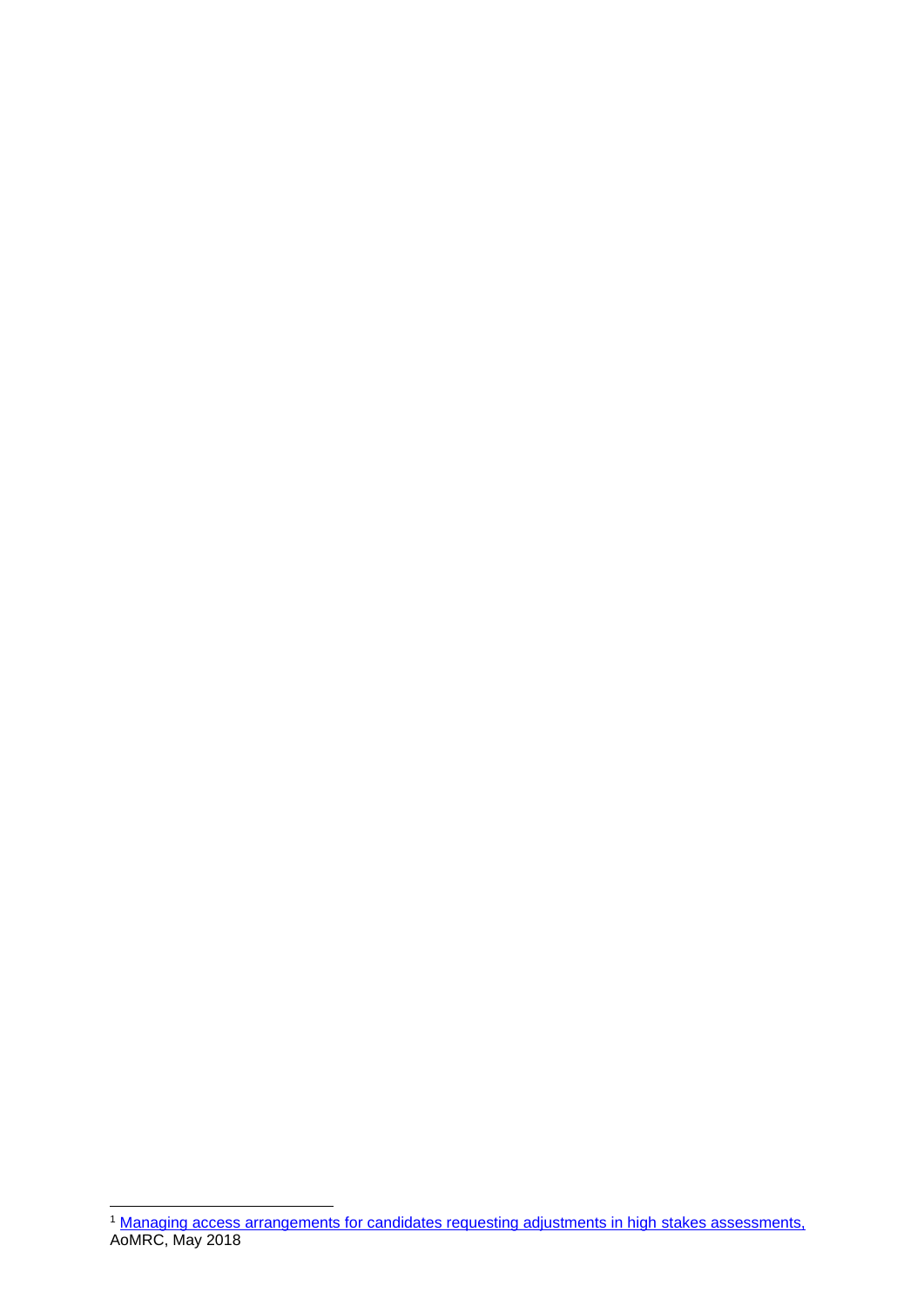[1] Managing access arrangements for candidates requesting adjustments in high stakes assessments, AoMRC, May 2018